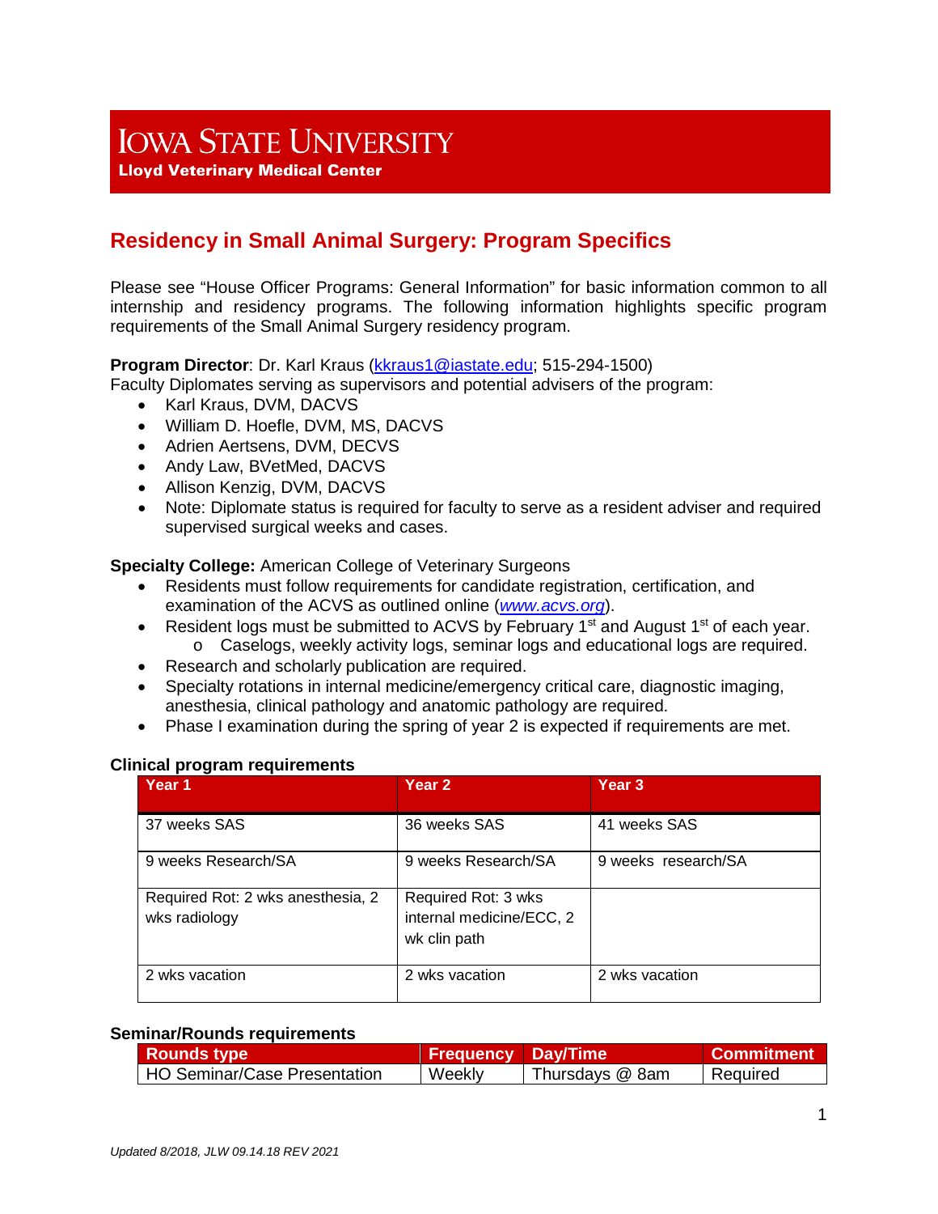# IOWA STATE UNIVERSITY

**Lloyd Veterinary Medical Center**

## Residency in Small Animal Surgery: Program Specifics

Please see "House Officer Programs: General Information" for basic information common to all internship and residency programs. The following information highlights specific program requirements of the Small Animal Surgery residency program.

**Program Director**: Dr. Karl Kraus (kkraus1@iastate.edu; 515-294-1500)
Faculty Diplomates serving as supervisors and potential advisers of the program:

- Karl Kraus, DVM, DACVS
- William D. Hoefle, DVM, MS, DACVS
- Adrien Aertsens, DVM, DECVS
- Andy Law, BVetMed, DACVS
- Allison Kenzig, DVM, DACVS
- Note: Diplomate status is required for faculty to serve as a resident adviser and required supervised surgical weeks and cases.

**Specialty College:** American College of Veterinary Surgeons

- Residents must follow requirements for candidate registration, certification, and examination of the ACVS as outlined online (*www.acvs.org*).
- Resident logs must be submitted to ACVS by February 1st and August 1st of each year.
  - Caselogs, weekly activity logs, seminar logs and educational logs are required.
- Research and scholarly publication are required.
- Specialty rotations in internal medicine/emergency critical care, diagnostic imaging, anesthesia, clinical pathology and anatomic pathology are required.
- Phase I examination during the spring of year 2 is expected if requirements are met.

**Clinical program requirements**

| Year 1 | Year 2 | Year 3 |
|---|---|---|
| 37 weeks SAS | 36 weeks SAS | 41 weeks SAS |
| 9 weeks Research/SA | 9 weeks Research/SA | 9 weeks research/SA |
| Required Rot: 2 wks anesthesia, 2 wks radiology | Required Rot: 3 wks internal medicine/ECC, 2 wk clin path | |
| 2 wks vacation | 2 wks vacation | 2 wks vacation |

**Seminar/Rounds requirements**

| Rounds type | Frequency | Day/Time | Commitment |
|---|---|---|---|
| HO Seminar/Case Presentation | Weekly | Thursdays @ 8am | Required |

*Updated 8/2018, JLW 09.14.18 REV 2021*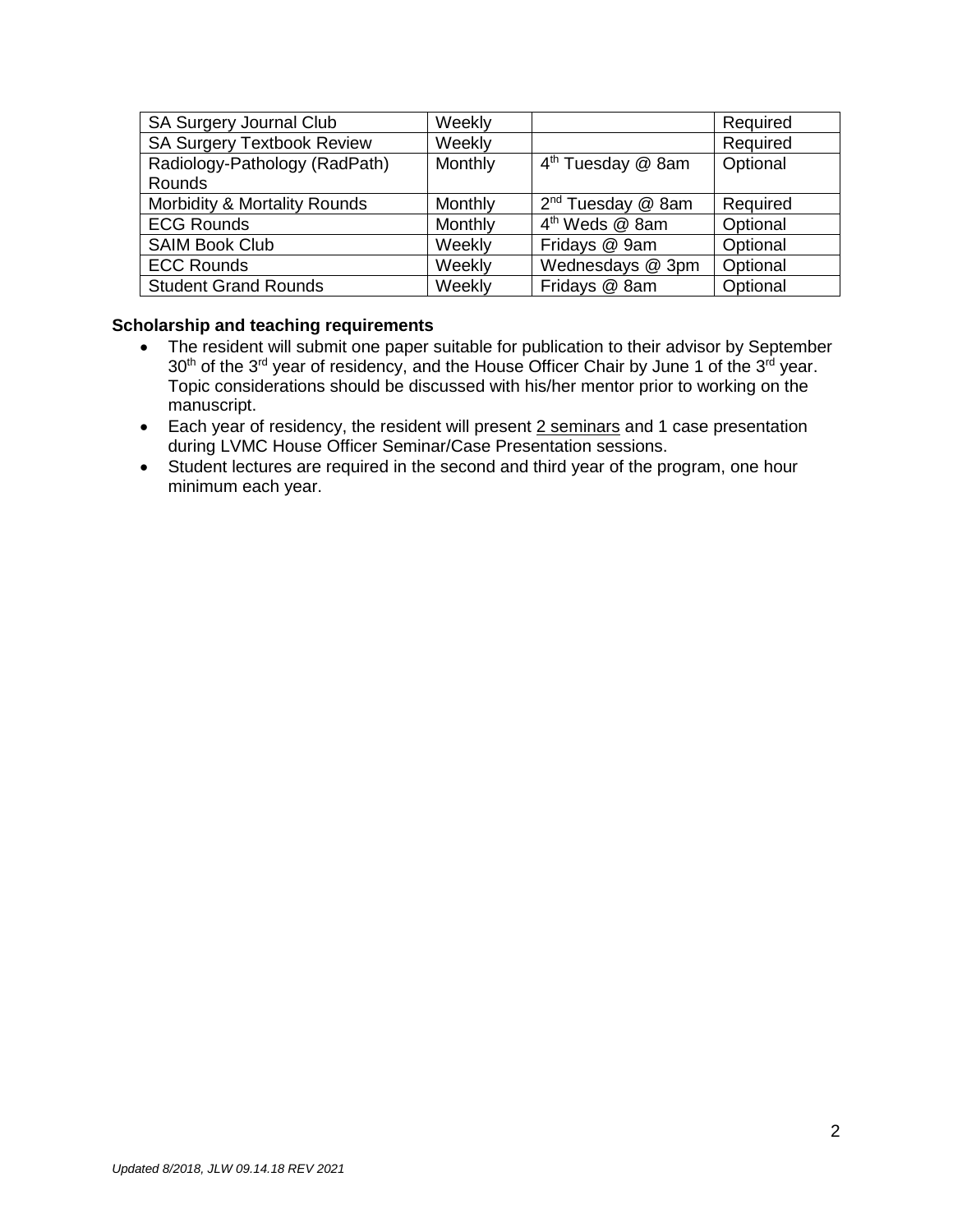| | | | |
|---|---|---|---|
| SA Surgery Journal Club | Weekly | | Required |
| SA Surgery Textbook Review | Weekly | | Required |
| Radiology-Pathology (RadPath) Rounds | Monthly | 4th Tuesday @ 8am | Optional |
| Morbidity & Mortality Rounds | Monthly | 2nd Tuesday @ 8am | Required |
| ECG Rounds | Monthly | 4th Weds @ 8am | Optional |
| SAIM Book Club | Weekly | Fridays @ 9am | Optional |
| ECC Rounds | Weekly | Wednesdays @ 3pm | Optional |
| Student Grand Rounds | Weekly | Fridays @ 8am | Optional |

**Scholarship and teaching requirements**

- The resident will submit one paper suitable for publication to their advisor by September 30th of the 3rd year of residency, and the House Officer Chair by June 1 of the 3rd year. Topic considerations should be discussed with his/her mentor prior to working on the manuscript.
- Each year of residency, the resident will present 2 seminars and 1 case presentation during LVMC House Officer Seminar/Case Presentation sessions.
- Student lectures are required in the second and third year of the program, one hour minimum each year.

*Updated 8/2018, JLW 09.14.18 REV 2021*